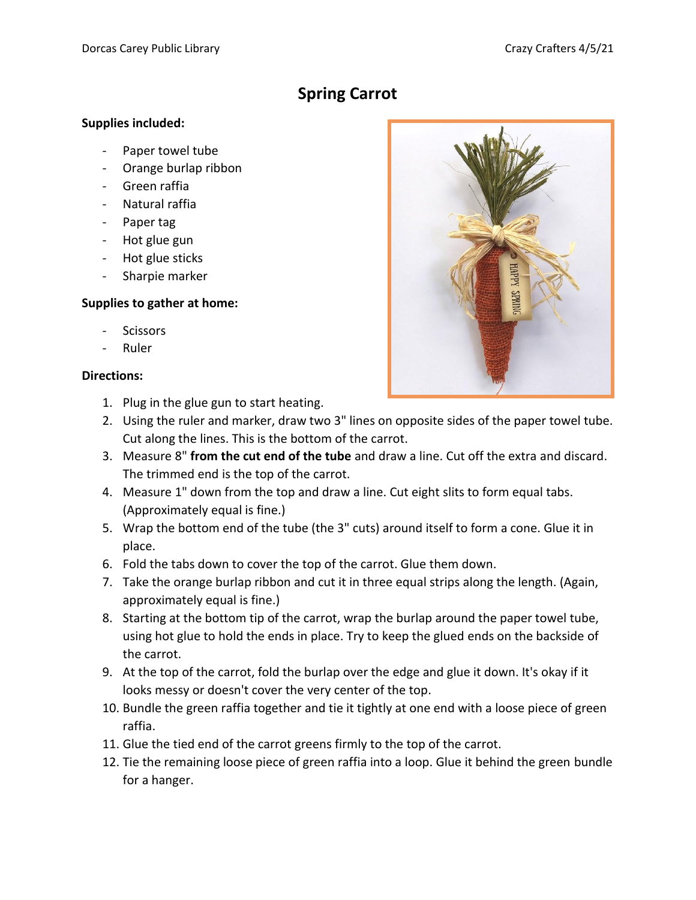# Spring Carrot

**Supplies included:**

- Paper towel tube
- Orange burlap ribbon
- Green raffia
- Natural raffia
- Paper tag
- Hot glue gun
- Hot glue sticks
- Sharpie marker

**Supplies to gather at home:**

- Scissors
- Ruler

**Directions:**

1. Plug in the glue gun to start heating.
2. Using the ruler and marker, draw two 3" lines on opposite sides of the paper towel tube. Cut along the lines. This is the bottom of the carrot.
3. Measure 8" **from the cut end of the tube** and draw a line. Cut off the extra and discard. The trimmed end is the top of the carrot.
4. Measure 1" down from the top and draw a line. Cut eight slits to form equal tabs. (Approximately equal is fine.)
5. Wrap the bottom end of the tube (the 3" cuts) around itself to form a cone. Glue it in place.
6. Fold the tabs down to cover the top of the carrot. Glue them down.
7. Take the orange burlap ribbon and cut it in three equal strips along the length. (Again, approximately equal is fine.)
8. Starting at the bottom tip of the carrot, wrap the burlap around the paper towel tube, using hot glue to hold the ends in place. Try to keep the glued ends on the backside of the carrot.
9. At the top of the carrot, fold the burlap over the edge and glue it down. It's okay if it looks messy or doesn't cover the very center of the top.
10. Bundle the green raffia together and tie it tightly at one end with a loose piece of green raffia.
11. Glue the tied end of the carrot greens firmly to the top of the carrot.
12. Tie the remaining loose piece of green raffia into a loop. Glue it behind the green bundle for a hanger.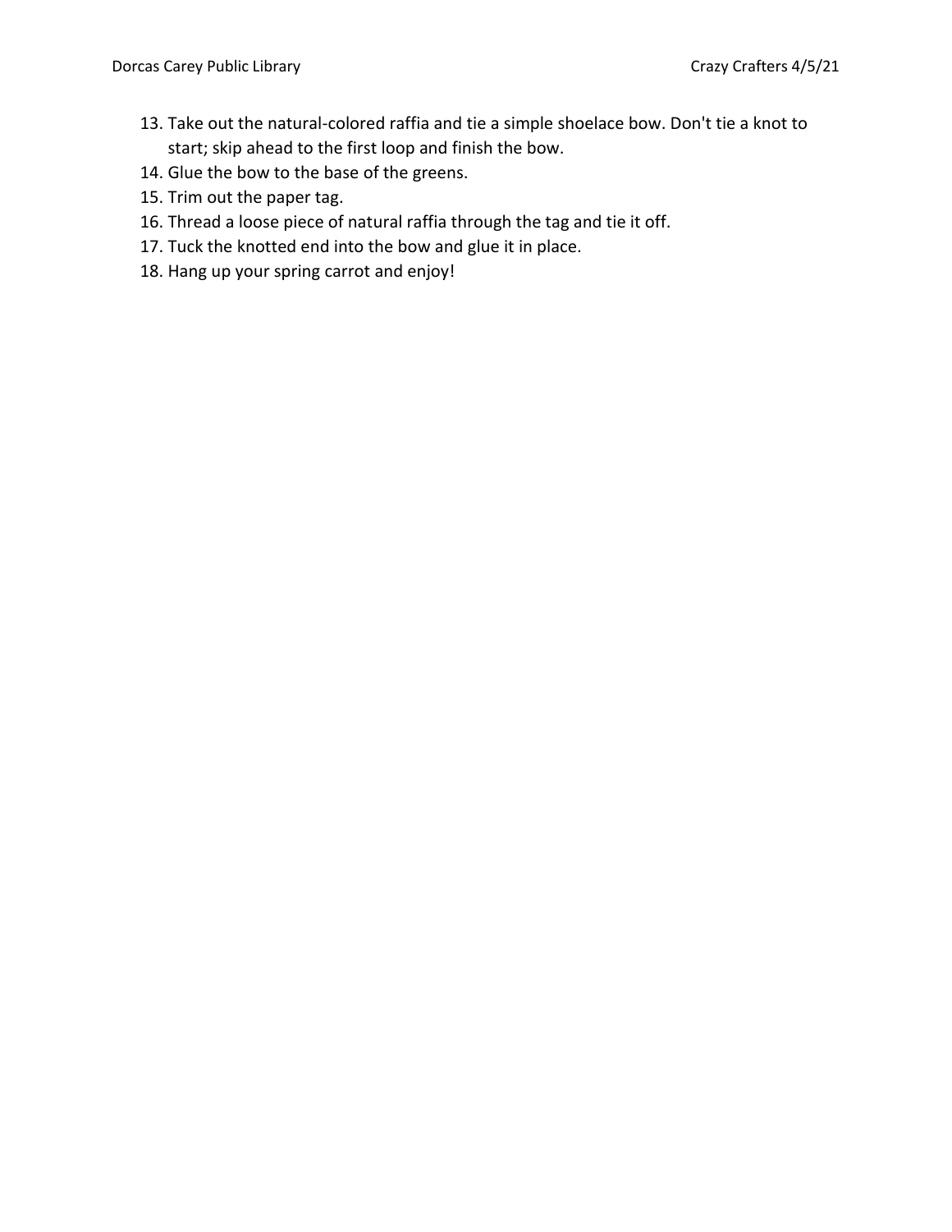13. Take out the natural-colored raffia and tie a simple shoelace bow. Don't tie a knot to start; skip ahead to the first loop and finish the bow.
14. Glue the bow to the base of the greens.
15. Trim out the paper tag.
16. Thread a loose piece of natural raffia through the tag and tie it off.
17. Tuck the knotted end into the bow and glue it in place.
18. Hang up your spring carrot and enjoy!